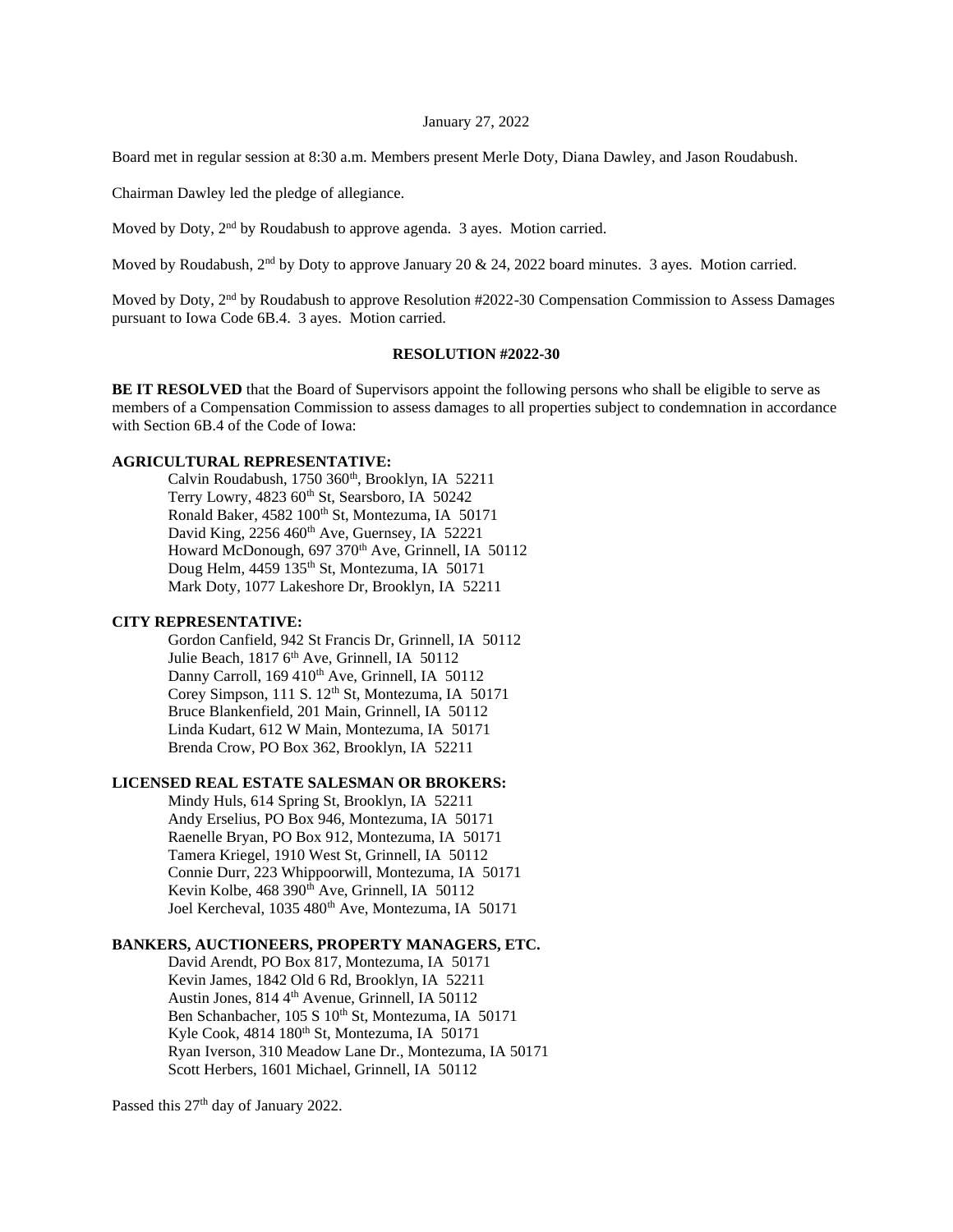January 27, 2022

Board met in regular session at 8:30 a.m. Members present Merle Doty, Diana Dawley, and Jason Roudabush.

Chairman Dawley led the pledge of allegiance.

Moved by Doty, 2nd by Roudabush to approve agenda. 3 ayes. Motion carried.

Moved by Roudabush, 2nd by Doty to approve January 20 & 24, 2022 board minutes. 3 ayes. Motion carried.

Moved by Doty, 2nd by Roudabush to approve Resolution #2022-30 Compensation Commission to Assess Damages pursuant to Iowa Code 6B.4. 3 ayes. Motion carried.

**RESOLUTION #2022-30**

**BE IT RESOLVED** that the Board of Supervisors appoint the following persons who shall be eligible to serve as members of a Compensation Commission to assess damages to all properties subject to condemnation in accordance with Section 6B.4 of the Code of Iowa:

**AGRICULTURAL REPRESENTATIVE:**

Calvin Roudabush, 1750 360th, Brooklyn, IA 52211
Terry Lowry, 4823 60th St, Searsboro, IA 50242
Ronald Baker, 4582 100th St, Montezuma, IA 50171
David King, 2256 460th Ave, Guernsey, IA 52221
Howard McDonough, 697 370th Ave, Grinnell, IA 50112
Doug Helm, 4459 135th St, Montezuma, IA 50171
Mark Doty, 1077 Lakeshore Dr, Brooklyn, IA 52211

**CITY REPRESENTATIVE:**

Gordon Canfield, 942 St Francis Dr, Grinnell, IA 50112
Julie Beach, 1817 6th Ave, Grinnell, IA 50112
Danny Carroll, 169 410th Ave, Grinnell, IA 50112
Corey Simpson, 111 S. 12th St, Montezuma, IA 50171
Bruce Blankenfield, 201 Main, Grinnell, IA 50112
Linda Kudart, 612 W Main, Montezuma, IA 50171
Brenda Crow, PO Box 362, Brooklyn, IA 52211

**LICENSED REAL ESTATE SALESMAN OR BROKERS:**

Mindy Huls, 614 Spring St, Brooklyn, IA 52211
Andy Erselius, PO Box 946, Montezuma, IA 50171
Raenelle Bryan, PO Box 912, Montezuma, IA 50171
Tamera Kriegel, 1910 West St, Grinnell, IA 50112
Connie Durr, 223 Whippoorwill, Montezuma, IA 50171
Kevin Kolbe, 468 390th Ave, Grinnell, IA 50112
Joel Kercheval, 1035 480th Ave, Montezuma, IA 50171

**BANKERS, AUCTIONEERS, PROPERTY MANAGERS, ETC.**

David Arendt, PO Box 817, Montezuma, IA 50171
Kevin James, 1842 Old 6 Rd, Brooklyn, IA 52211
Austin Jones, 814 4th Avenue, Grinnell, IA 50112
Ben Schanbacher, 105 S 10th St, Montezuma, IA 50171
Kyle Cook, 4814 180th St, Montezuma, IA 50171
Ryan Iverson, 310 Meadow Lane Dr., Montezuma, IA 50171
Scott Herbers, 1601 Michael, Grinnell, IA 50112

Passed this 27th day of January 2022.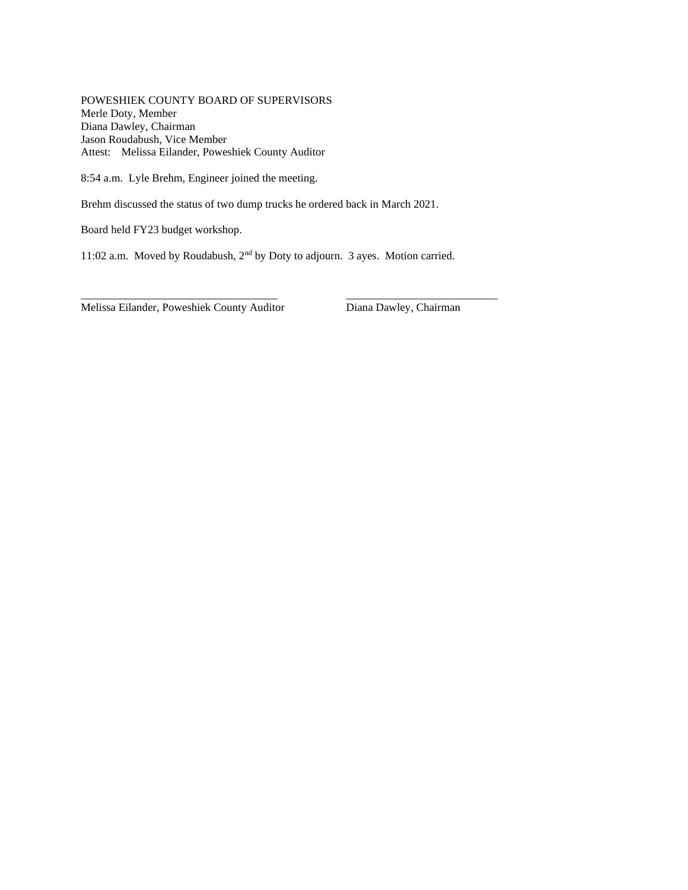POWESHIEK COUNTY BOARD OF SUPERVISORS
Merle Doty, Member
Diana Dawley, Chairman
Jason Roudabush, Vice Member
Attest: Melissa Eilander, Poweshiek County Auditor

8:54 a.m. Lyle Brehm, Engineer joined the meeting.

Brehm discussed the status of two dump trucks he ordered back in March 2021.

Board held FY23 budget workshop.

11:02 a.m. Moved by Roudabush, 2nd by Doty to adjourn. 3 ayes. Motion carried.

___________________________________ ___________________________

Melissa Eilander, Poweshiek County Auditor Diana Dawley, Chairman